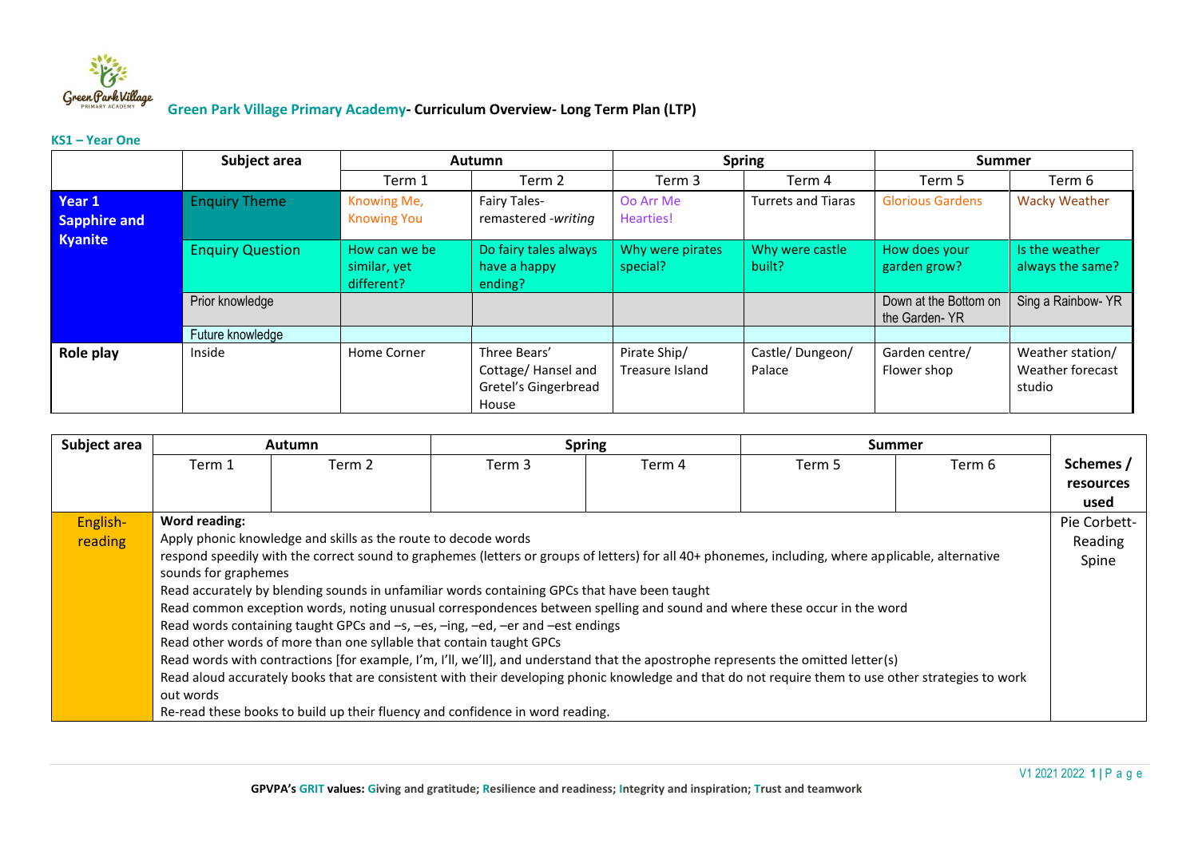# Green Park Village Primary Academy- Curriculum Overview- Long Term Plan (LTP)

**KS1 – Year One**

| | Subject area | Autumn | | Spring | | Summer | |
|---|---|---|---|---|---|---|---|
| | | Term 1 | Term 2 | Term 3 | Term 4 | Term 5 | Term 6 |
| **Year 1 Sapphire and Kyanite** | Enquiry Theme | Knowing Me, Knowing You | Fairy Tales- remastered -*writing* | Oo Arr Me Hearties! | Turrets and Tiaras | Glorious Gardens | Wacky Weather |
| | Enquiry Question | How can we be similar, yet different? | Do fairy tales always have a happy ending? | Why were pirates special? | Why were castle built? | How does your garden grow? | Is the weather always the same? |
| | Prior knowledge | | | | | Down at the Bottom on the Garden- YR | Sing a Rainbow- YR |
| | Future knowledge | | | | | | |
| **Role play** | Inside | Home Corner | Three Bears' Cottage/ Hansel and Gretel's Gingerbread House | Pirate Ship/ Treasure Island | Castle/ Dungeon/ Palace | Garden centre/ Flower shop | Weather station/ Weather forecast studio |

| Subject area | Autumn | | Spring | | Summer | | Schemes / resources used |
|---|---|---|---|---|---|---|---|
| | Term 1 | Term 2 | Term 3 | Term 4 | Term 5 | Term 6 | |
| English- reading | **Word reading:**<br>Apply phonic knowledge and skills as the route to decode words<br>respond speedily with the correct sound to graphemes (letters or groups of letters) for all 40+ phonemes, including, where applicable, alternative sounds for graphemes<br>Read accurately by blending sounds in unfamiliar words containing GPCs that have been taught<br>Read common exception words, noting unusual correspondences between spelling and sound and where these occur in the word<br>Read words containing taught GPCs and –s, –es, –ing, –ed, –er and –est endings<br>Read other words of more than one syllable that contain taught GPCs<br>Read words with contractions [for example, I'm, I'll, we'll], and understand that the apostrophe represents the omitted letter(s)<br>Read aloud accurately books that are consistent with their developing phonic knowledge and that do not require them to use other strategies to work out words<br>Re-read these books to build up their fluency and confidence in word reading. | | | | | | Pie Corbett- Reading Spine |

**GPVPA's GRIT values: Giving and gratitude; Resilience and readiness; Integrity and inspiration; Trust and teamwork**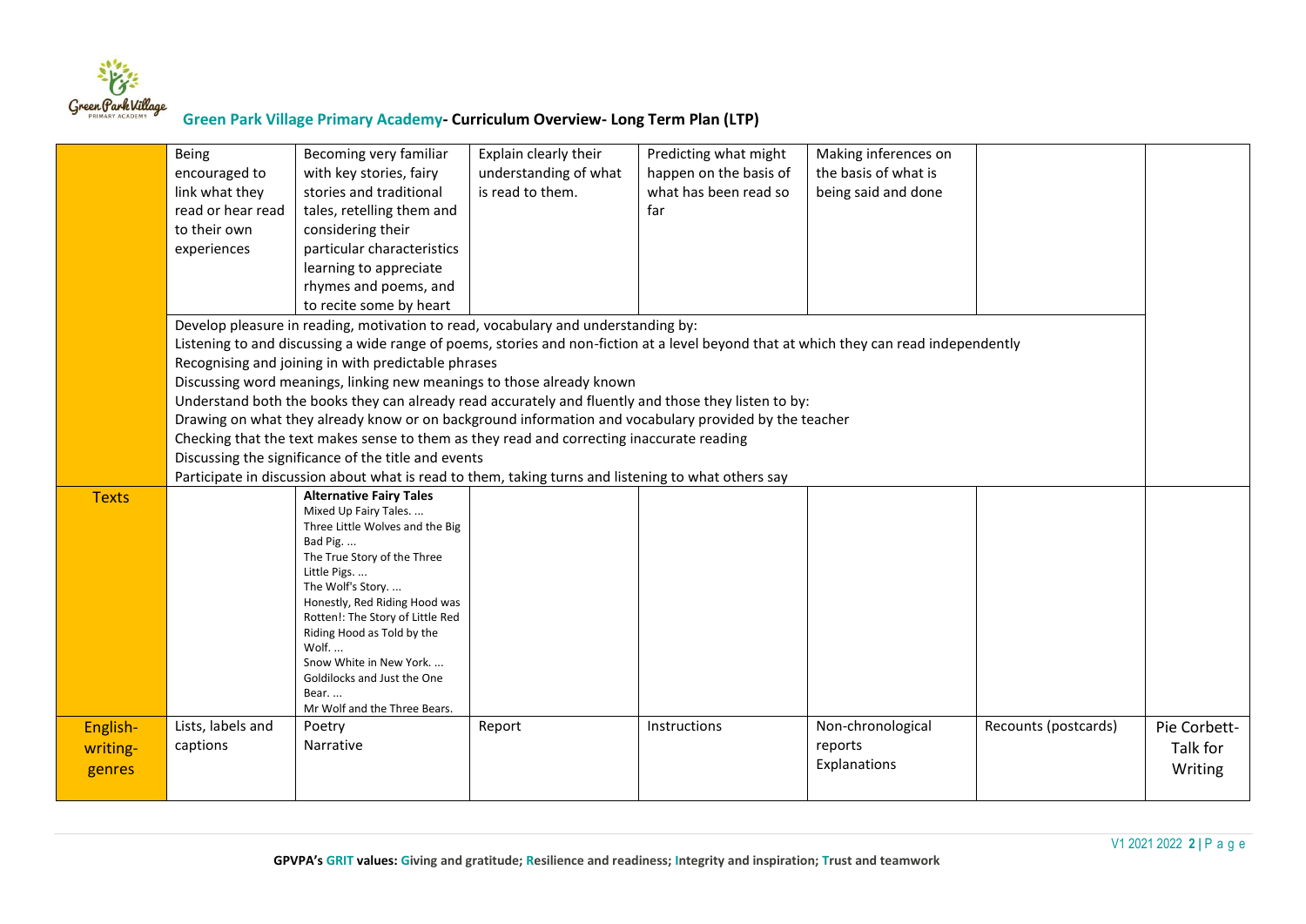## Green Park Village Primary Academy- Curriculum Overview- Long Term Plan (LTP)

| | | | | | | | |
|---|---|---|---|---|---|---|---|
| | Being encouraged to link what they read or hear read to their own experiences | Becoming very familiar with key stories, fairy stories and traditional tales, retelling them and considering their particular characteristics learning to appreciate rhymes and poems, and to recite some by heart | Explain clearly their understanding of what is read to them. | Predicting what might happen on the basis of what has been read so far | Making inferences on the basis of what is being said and done | | |
| | Develop pleasure in reading, motivation to read, vocabulary and understanding by:<br>Listening to and discussing a wide range of poems, stories and non-fiction at a level beyond that at which they can read independently<br>Recognising and joining in with predictable phrases<br>Discussing word meanings, linking new meanings to those already known<br>Understand both the books they can already read accurately and fluently and those they listen to by:<br>Drawing on what they already know or on background information and vocabulary provided by the teacher<br>Checking that the text makes sense to them as they read and correcting inaccurate reading<br>Discussing the significance of the title and events<br>Participate in discussion about what is read to them, taking turns and listening to what others say | | | | | | |
| Texts | | **Alternative Fairy Tales**<br>Mixed Up Fairy Tales. ...<br>Three Little Wolves and the Big Bad Pig. ...<br>The True Story of the Three Little Pigs. ...<br>The Wolf's Story. ...<br>Honestly, Red Riding Hood was Rotten!: The Story of Little Red Riding Hood as Told by the Wolf. ...<br>Snow White in New York. ...<br>Goldilocks and Just the One Bear. ...<br>Mr Wolf and the Three Bears. | | | | | |
| English-writing-genres | Lists, labels and captions | Poetry<br>Narrative | Report | Instructions | Non-chronological reports<br>Explanations | Recounts (postcards) | Pie Corbett- Talk for Writing |

GPVPA's GRIT values: Giving and gratitude; Resilience and readiness; Integrity and inspiration; Trust and teamwork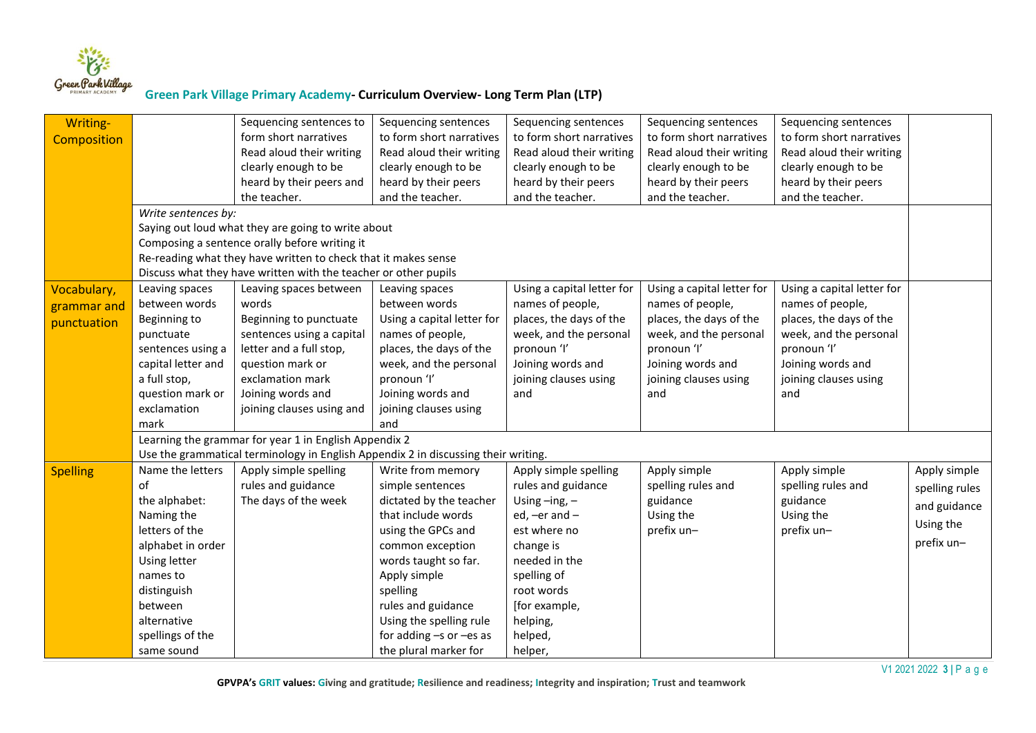## Green Park Village Primary Academy- Curriculum Overview- Long Term Plan (LTP)

| | | | | | | | |
|---|---|---|---|---|---|---|---|
| Writing- Composition | | Sequencing sentences to form short narratives<br>Read aloud their writing clearly enough to be heard by their peers and the teacher. | Sequencing sentences to form short narratives<br>Read aloud their writing clearly enough to be heard by their peers and the teacher. | Sequencing sentences to form short narratives<br>Read aloud their writing clearly enough to be heard by their peers and the teacher. | Sequencing sentences to form short narratives<br>Read aloud their writing clearly enough to be heard by their peers and the teacher. | Sequencing sentences to form short narratives<br>Read aloud their writing clearly enough to be heard by their peers and the teacher. | |
| | *Write sentences by:*<br>Saying out loud what they are going to write about<br>Composing a sentence orally before writing it<br>Re-reading what they have written to check that it makes sense<br>Discuss what they have written with the teacher or other pupils | | | | | | |
| Vocabulary, grammar and punctuation | Leaving spaces between words<br>Beginning to punctuate sentences using a capital letter and a full stop, question mark or exclamation mark | Leaving spaces between words<br>Beginning to punctuate sentences using a capital letter and a full stop, question mark or exclamation mark<br>Joining words and joining clauses using and | Leaving spaces between words<br>Using a capital letter for names of people, places, the days of the week, and the personal pronoun 'I'<br>Joining words and joining clauses using and | Using a capital letter for names of people, places, the days of the week, and the personal pronoun 'I'<br>Joining words and joining clauses using and | Using a capital letter for names of people, places, the days of the week, and the personal pronoun 'I'<br>Joining words and joining clauses using and | Using a capital letter for names of people, places, the days of the week, and the personal pronoun 'I'<br>Joining words and joining clauses using and | |
| | Learning the grammar for year 1 in English Appendix 2<br>Use the grammatical terminology in English Appendix 2 in discussing their writing. | | | | | | |
| Spelling | Name the letters of the alphabet:<br>Naming the letters of the alphabet in order<br>Using letter names to distinguish between alternative spellings of the same sound | Apply simple spelling rules and guidance<br>The days of the week | Write from memory simple sentences dictated by the teacher that include words using the GPCs and common exception words taught so far.<br>Apply simple spelling rules and guidance<br>Using the spelling rule for adding –s or –es as the plural marker for | Apply simple spelling rules and guidance<br>Using –ing, –ed, –er and –est where no change is needed in the spelling of root words [for example, helping, helped, helper, | Apply simple spelling rules and guidance<br>Using the prefix un– | Apply simple spelling rules and guidance<br>Using the prefix un– | Apply simple spelling rules and guidance<br>Using the prefix un– |

GPVPA's GRIT values: Giving and gratitude; Resilience and readiness; Integrity and inspiration; Trust and teamwork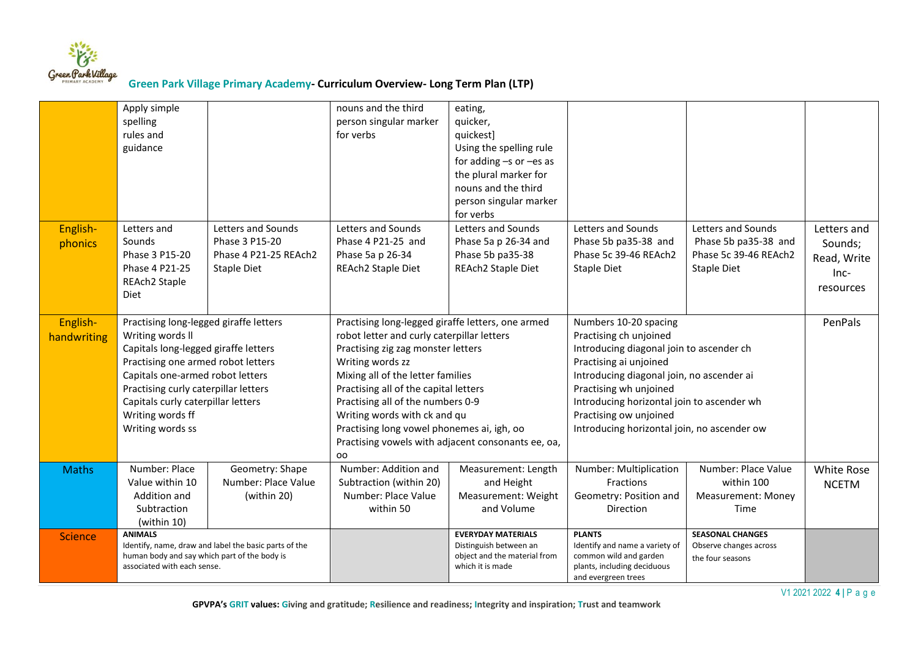# Green Park Village Primary Academy- Curriculum Overview- Long Term Plan (LTP)

| | | | | | | | |
|---|---|---|---|---|---|---|---|
| | Apply simple spelling rules and guidance | | nouns and the third person singular marker for verbs | eating, quicker, quickest] Using the spelling rule for adding –s or –es as the plural marker for nouns and the third person singular marker for verbs | | | |
| English-phonics | Letters and Sounds Phase 3 P15-20 Phase 4 P21-25 REAch2 Staple Diet | Letters and Sounds Phase 3 P15-20 Phase 4 P21-25 REAch2 Staple Diet | Letters and Sounds Phase 4 P21-25 and Phase 5a p 26-34 REAch2 Staple Diet | Letters and Sounds Phase 5a p 26-34 and Phase 5b pa35-38 REAch2 Staple Diet | Letters and Sounds Phase 5b pa35-38 and Phase 5c 39-46 REAch2 Staple Diet | Letters and Sounds Phase 5b pa35-38 and Phase 5c 39-46 REAch2 Staple Diet | Letters and Sounds; Read, Write Inc- resources |
| English-handwriting | Practising long-legged giraffe letters<br>Writing words ll<br>Capitals long-legged giraffe letters<br>Practising one armed robot letters<br>Capitals one-armed robot letters<br>Practising curly caterpillar letters<br>Capitals curly caterpillar letters<br>Writing words ff<br>Writing words ss | | Practising long-legged giraffe letters, one armed robot letter and curly caterpillar letters<br>Practising zig zag monster letters<br>Writing words zz<br>Mixing all of the letter families<br>Practising all of the capital letters<br>Practising all of the numbers 0-9<br>Writing words with ck and qu<br>Practising long vowel phonemes ai, igh, oo<br>Practising vowels with adjacent consonants ee, oa, oo | | Numbers 10-20 spacing<br>Practising ch unjoined<br>Introducing diagonal join to ascender ch<br>Practising ai unjoined<br>Introducing diagonal join, no ascender ai<br>Practising wh unjoined<br>Introducing horizontal join to ascender wh<br>Practising ow unjoined<br>Introducing horizontal join, no ascender ow | | PenPals |
| Maths | Number: Place Value within 10 Addition and Subtraction (within 10) | Geometry: Shape Number: Place Value (within 20) | Number: Addition and Subtraction (within 20) Number: Place Value within 50 | Measurement: Length and Height Measurement: Weight and Volume | Number: Multiplication Fractions Geometry: Position and Direction | Number: Place Value within 100 Measurement: Money Time | White Rose NCETM |
| Science | **ANIMALS**<br>Identify, name, draw and label the basic parts of the human body and say which part of the body is associated with each sense. | | | **EVERYDAY MATERIALS**<br>Distinguish between an object and the material from which it is made | **PLANTS**<br>Identify and name a variety of common wild and garden plants, including deciduous and evergreen trees | **SEASONAL CHANGES**<br>Observe changes across the four seasons | |

GPVPA's GRIT values: Giving and gratitude; Resilience and readiness; Integrity and inspiration; Trust and teamwork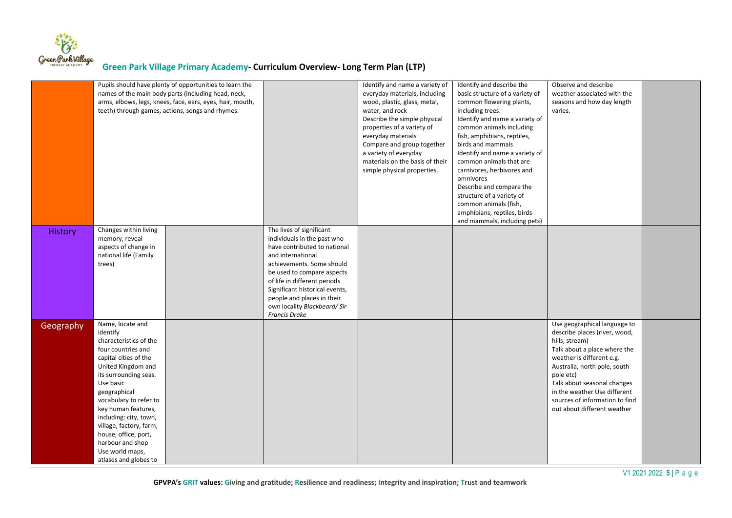| | | | | | | | |
|---|---|---|---|---|---|---|---|
| | Pupils should have plenty of opportunities to learn the names of the main body parts (including head, neck, arms, elbows, legs, knees, face, ears, eyes, hair, mouth, teeth) through games, actions, songs and rhymes. | | | Identify and name a variety of everyday materials, including wood, plastic, glass, metal, water, and rock<br>Describe the simple physical properties of a variety of everyday materials<br>Compare and group together a variety of everyday materials on the basis of their simple physical properties. | Identify and describe the basic structure of a variety of common flowering plants, including trees.<br>Identify and name a variety of common animals including fish, amphibians, reptiles, birds and mammals<br>Identify and name a variety of common animals that are carnivores, herbivores and omnivores<br>Describe and compare the structure of a variety of common animals (fish, amphibians, reptiles, birds and mammals, including pets) | Observe and describe weather associated with the seasons and how day length varies. | |
| History | Changes within living memory, reveal aspects of change in national life (Family trees) | | The lives of significant individuals in the past who have contributed to national and international achievements. Some should be used to compare aspects of life in different periods<br>Significant historical events, people and places in their own locality *Blackbeard/ Sir Francis Drake* | | | | |
| Geography | Name, locate and identify characteristics of the four countries and capital cities of the United Kingdom and its surrounding seas.<br>Use basic geographical vocabulary to refer to key human features, including: city, town, village, factory, farm, house, office, port, harbour and shop<br>Use world maps, atlases and globes to | | | | | Use geographical language to describe places (river, wood, hills, stream)<br>Talk about a place where the weather is different e.g. Australia, north pole, south pole etc)<br>Talk about seasonal changes in the weather Use different sources of information to find out about different weather | |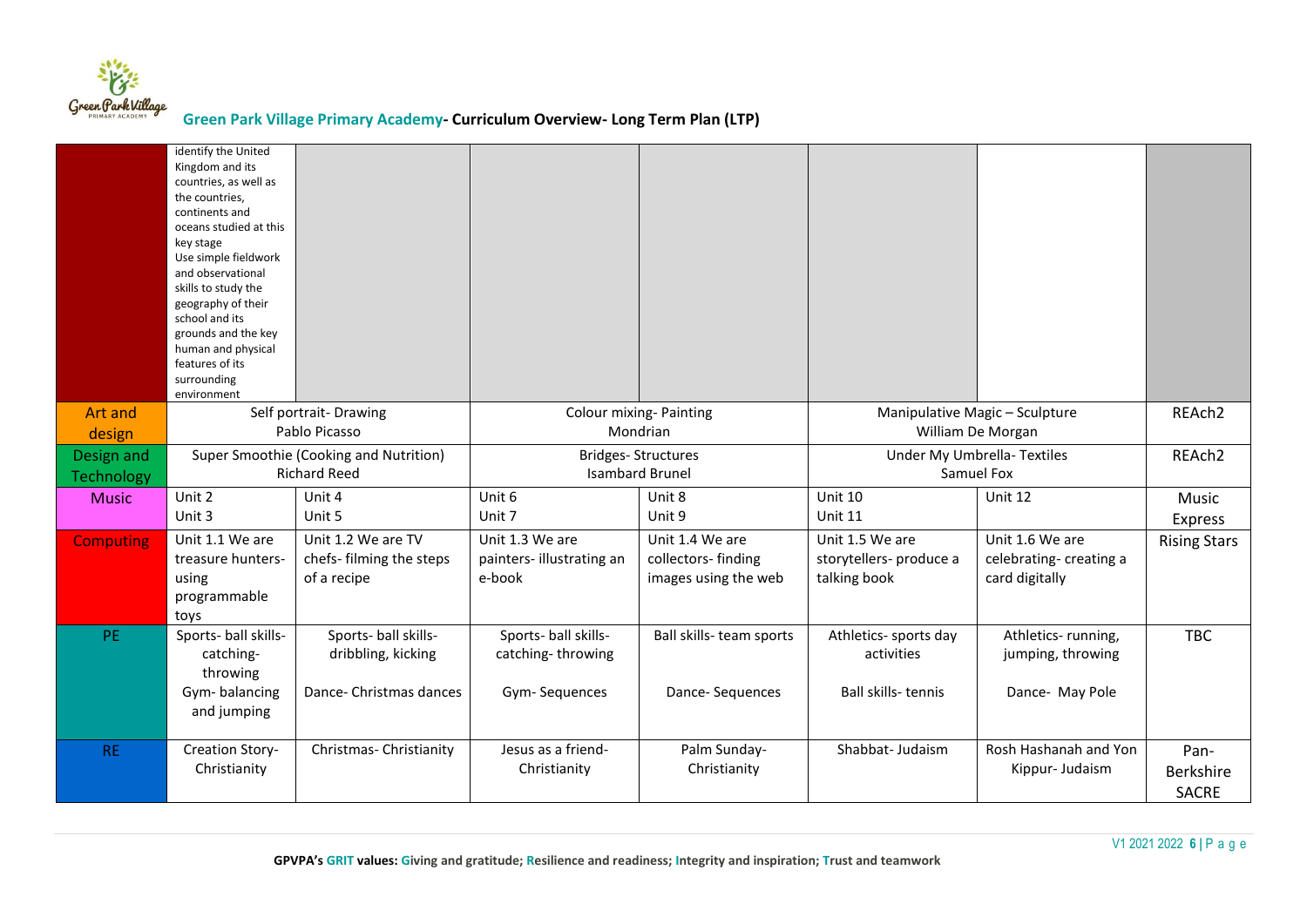## Green Park Village Primary Academy- Curriculum Overview- Long Term Plan (LTP)

| | | | | | | | |
|---|---|---|---|---|---|---|---|
| | identify the United Kingdom and its countries, as well as the countries, continents and oceans studied at this key stage<br>Use simple fieldwork and observational skills to study the geography of their school and its grounds and the key human and physical features of its surrounding environment | | | | | | |
| Art and design | Self portrait- Drawing<br>Pablo Picasso | | Colour mixing- Painting<br>Mondrian | | Manipulative Magic – Sculpture<br>William De Morgan | | REAch2 |
| Design and Technology | Super Smoothie (Cooking and Nutrition)<br>Richard Reed | | Bridges- Structures<br>Isambard Brunel | | Under My Umbrella- Textiles<br>Samuel Fox | | REAch2 |
| Music | Unit 2<br>Unit 3 | Unit 4<br>Unit 5 | Unit 6<br>Unit 7 | Unit 8<br>Unit 9 | Unit 10<br>Unit 11 | Unit 12 | Music Express |
| Computing | Unit 1.1 We are treasure hunters- using programmable toys | Unit 1.2 We are TV chefs- filming the steps of a recipe | Unit 1.3 We are painters- illustrating an e-book | Unit 1.4 We are collectors- finding images using the web | Unit 1.5 We are storytellers- produce a talking book | Unit 1.6 We are celebrating- creating a card digitally | Rising Stars |
| PE | Sports- ball skills- catching- throwing<br>Gym- balancing and jumping | Sports- ball skills- dribbling, kicking<br>Dance- Christmas dances | Sports- ball skills- catching- throwing<br>Gym- Sequences | Ball skills- team sports<br>Dance- Sequences | Athletics- sports day activities<br>Ball skills- tennis | Athletics- running, jumping, throwing<br>Dance- May Pole | TBC |
| RE | Creation Story- Christianity | Christmas- Christianity | Jesus as a friend- Christianity | Palm Sunday- Christianity | Shabbat- Judaism | Rosh Hashanah and Yon Kippur- Judaism | Pan-Berkshire SACRE |

GPVPA's GRIT values: Giving and gratitude; Resilience and readiness; Integrity and inspiration; Trust and teamwork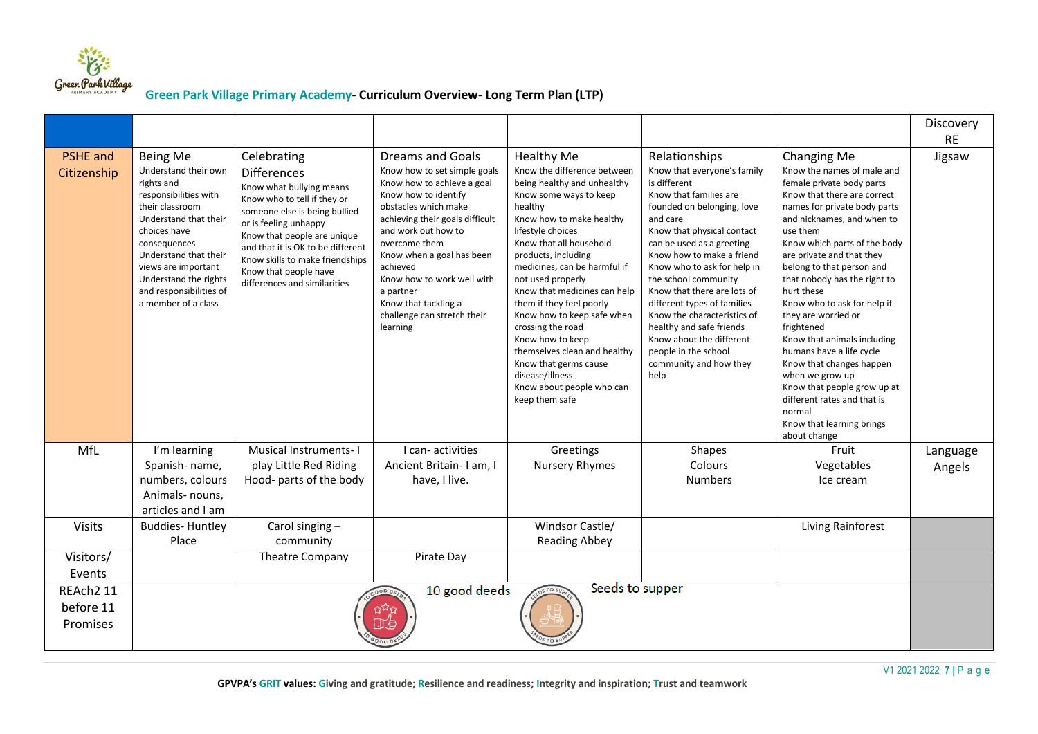**Green Park Village Primary Academy- Curriculum Overview- Long Term Plan (LTP)**

| | | | | | | | Discovery RE |
|---|---|---|---|---|---|---|---|
| PSHE and Citizenship | Being Me<br>Understand their own rights and responsibilities with their classroom<br>Understand that their choices have consequences<br>Understand that their views are important<br>Understand the rights and responsibilities of a member of a class | Celebrating Differences<br>Know what bullying means<br>Know who to tell if they or someone else is being bullied or is feeling unhappy<br>Know that people are unique and that it is OK to be different<br>Know skills to make friendships<br>Know that people have differences and similarities | Dreams and Goals<br>Know how to set simple goals<br>Know how to achieve a goal<br>Know how to identify obstacles which make achieving their goals difficult and work out how to overcome them<br>Know when a goal has been achieved<br>Know how to work well with a partner<br>Know that tackling a challenge can stretch their learning | Healthy Me<br>Know the difference between being healthy and unhealthy<br>Know some ways to keep healthy<br>Know how to make healthy lifestyle choices<br>Know that all household products, including medicines, can be harmful if not used properly<br>Know that medicines can help them if they feel poorly<br>Know how to keep safe when crossing the road<br>Know how to keep themselves clean and healthy<br>Know that germs cause disease/illness<br>Know about people who can keep them safe | Relationships<br>Know that everyone's family is different<br>Know that families are founded on belonging, love and care<br>Know that physical contact can be used as a greeting<br>Know how to make a friend<br>Know who to ask for help in the school community<br>Know that there are lots of different types of families<br>Know the characteristics of healthy and safe friends<br>Know about the different people in the school community and how they help | Changing Me<br>Know the names of male and female private body parts<br>Know that there are correct names for private body parts and nicknames, and when to use them<br>Know which parts of the body are private and that they belong to that person and that nobody has the right to hurt these<br>Know who to ask for help if they are worried or frightened<br>Know that animals including humans have a life cycle<br>Know that changes happen when we grow up<br>Know that people grow up at different rates and that is normal<br>Know that learning brings about change | Jigsaw |
| MfL | I'm learning Spanish- name, numbers, colours Animals- nouns, articles and I am | Musical Instruments- I play Little Red Riding Hood- parts of the body | I can- activities Ancient Britain- I am, I have, I live. | Greetings Nursery Rhymes | Shapes Colours Numbers | Fruit Vegetables Ice cream | Language Angels |
| Visits | Buddies- Huntley Place | Carol singing – community | | Windsor Castle/ Reading Abbey | | Living Rainforest | |
| Visitors/ Events | | Theatre Company | Pirate Day | | | | |
| REAch2 11 before 11 Promises | | | 10 good deeds | Seeds to supper | | | |

**GPVPA's GRIT values: Giving and gratitude; Resilience and readiness; Integrity and inspiration; Trust and teamwork**